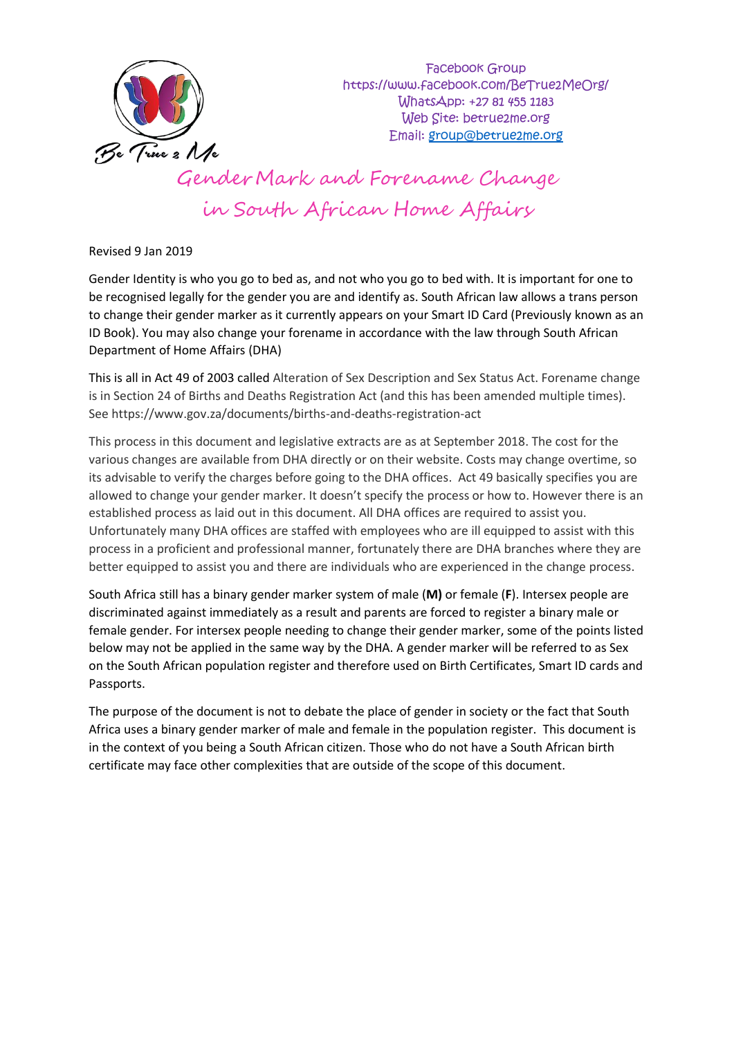Facebook Group
https://www.facebook.com/BeTrue2MeOrg/
WhatsApp: +27 81 455 1183
Web Site: betrue2me.org
Email: group@betrue2me.org

# Gender Mark and Forename Change in South African Home Affairs

Revised 9 Jan 2019

Gender Identity is who you go to bed as, and not who you go to bed with. It is important for one to be recognised legally for the gender you are and identify as. South African law allows a trans person to change their gender marker as it currently appears on your Smart ID Card (Previously known as an ID Book). You may also change your forename in accordance with the law through South African Department of Home Affairs (DHA)

This is all in Act 49 of 2003 called Alteration of Sex Description and Sex Status Act. Forename change is in Section 24 of Births and Deaths Registration Act (and this has been amended multiple times). See https://www.gov.za/documents/births-and-deaths-registration-act

This process in this document and legislative extracts are as at September 2018. The cost for the various changes are available from DHA directly or on their website. Costs may change overtime, so its advisable to verify the charges before going to the DHA offices. Act 49 basically specifies you are allowed to change your gender marker. It doesn't specify the process or how to. However there is an established process as laid out in this document. All DHA offices are required to assist you. Unfortunately many DHA offices are staffed with employees who are ill equipped to assist with this process in a proficient and professional manner, fortunately there are DHA branches where they are better equipped to assist you and there are individuals who are experienced in the change process.

South Africa still has a binary gender marker system of male (**M)** or female (**F**). Intersex people are discriminated against immediately as a result and parents are forced to register a binary male or female gender. For intersex people needing to change their gender marker, some of the points listed below may not be applied in the same way by the DHA. A gender marker will be referred to as Sex on the South African population register and therefore used on Birth Certificates, Smart ID cards and Passports.

The purpose of the document is not to debate the place of gender in society or the fact that South Africa uses a binary gender marker of male and female in the population register. This document is in the context of you being a South African citizen. Those who do not have a South African birth certificate may face other complexities that are outside of the scope of this document.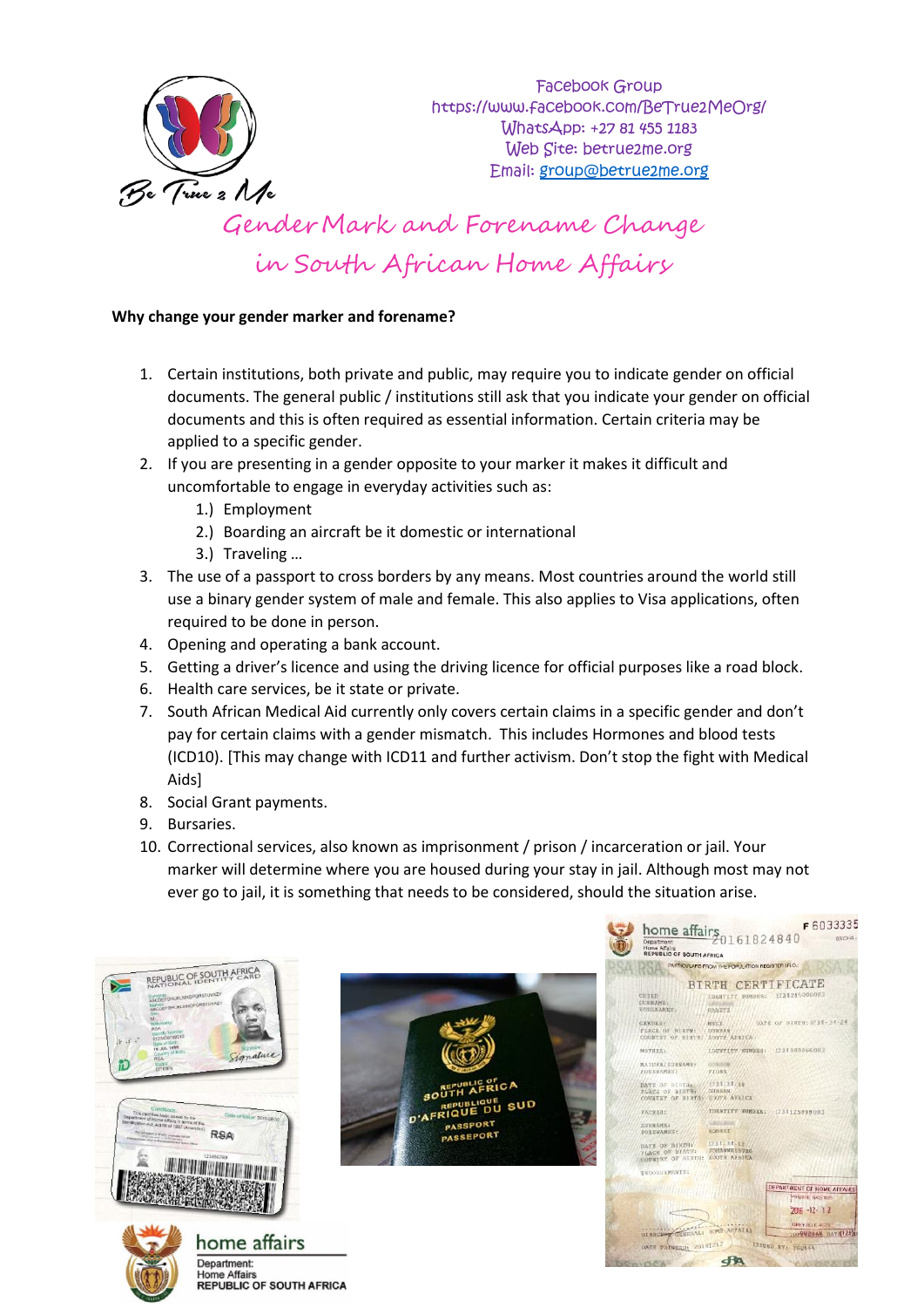Facebook Group
https://www.facebook.com/BeTrue2MeOrg/
WhatsApp: +27 81 455 1183
Web Site: betrue2me.org
Email: group@betrue2me.org

# Gender Mark and Forename Change in South African Home Affairs

**Why change your gender marker and forename?**

1. Certain institutions, both private and public, may require you to indicate gender on official documents. The general public / institutions still ask that you indicate your gender on official documents and this is often required as essential information. Certain criteria may be applied to a specific gender.
2. If you are presenting in a gender opposite to your marker it makes it difficult and uncomfortable to engage in everyday activities such as:
   1.) Employment
   2.) Boarding an aircraft be it domestic or international
   3.) Traveling …
3. The use of a passport to cross borders by any means. Most countries around the world still use a binary gender system of male and female. This also applies to Visa applications, often required to be done in person.
4. Opening and operating a bank account.
5. Getting a driver's licence and using the driving licence for official purposes like a road block.
6. Health care services, be it state or private.
7. South African Medical Aid currently only covers certain claims in a specific gender and don't pay for certain claims with a gender mismatch. This includes Hormones and blood tests (ICD10). [This may change with ICD11 and further activism. Don't stop the fight with Medical Aids]
8. Social Grant payments.
9. Bursaries.
10. Correctional services, also known as imprisonment / prison / incarceration or jail. Your marker will determine where you are housed during your stay in jail. Although most may not ever go to jail, it is something that needs to be considered, should the situation arise.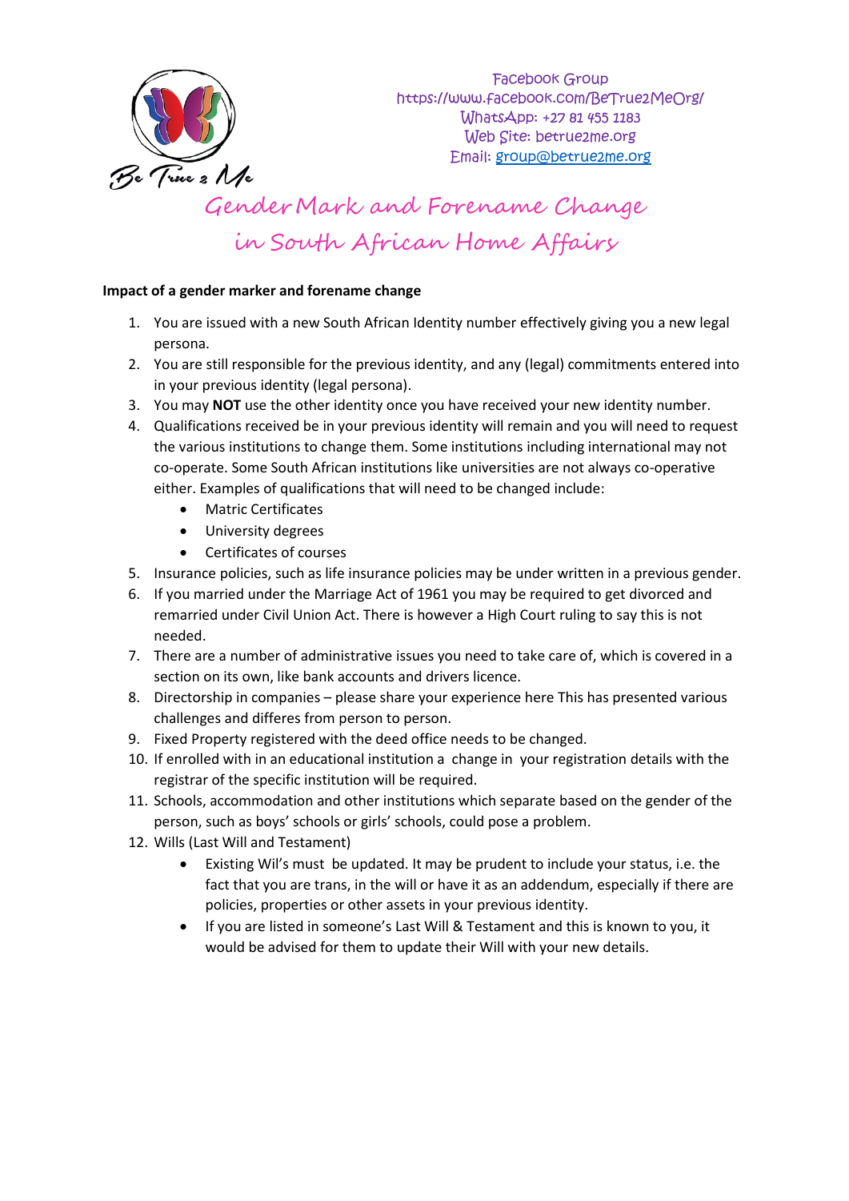Facebook Group
https://www.facebook.com/BeTrue2MeOrg/
WhatsApp: +27 81 455 1183
Web Site: betrue2me.org
Email: group@betrue2me.org

# Gender Mark and Forename Change in South African Home Affairs

**Impact of a gender marker and forename change**

1. You are issued with a new South African Identity number effectively giving you a new legal persona.
2. You are still responsible for the previous identity, and any (legal) commitments entered into in your previous identity (legal persona).
3. You may **NOT** use the other identity once you have received your new identity number.
4. Qualifications received be in your previous identity will remain and you will need to request the various institutions to change them. Some institutions including international may not co-operate. Some South African institutions like universities are not always co-operative either. Examples of qualifications that will need to be changed include:
   - Matric Certificates
   - University degrees
   - Certificates of courses
5. Insurance policies, such as life insurance policies may be under written in a previous gender.
6. If you married under the Marriage Act of 1961 you may be required to get divorced and remarried under Civil Union Act. There is however a High Court ruling to say this is not needed.
7. There are a number of administrative issues you need to take care of, which is covered in a section on its own, like bank accounts and drivers licence.
8. Directorship in companies – please share your experience here This has presented various challenges and differes from person to person.
9. Fixed Property registered with the deed office needs to be changed.
10. If enrolled with in an educational institution a change in your registration details with the registrar of the specific institution will be required.
11. Schools, accommodation and other institutions which separate based on the gender of the person, such as boys' schools or girls' schools, could pose a problem.
12. Wills (Last Will and Testament)
    - Existing Wil's must be updated. It may be prudent to include your status, i.e. the fact that you are trans, in the will or have it as an addendum, especially if there are policies, properties or other assets in your previous identity.
    - If you are listed in someone's Last Will & Testament and this is known to you, it would be advised for them to update their Will with your new details.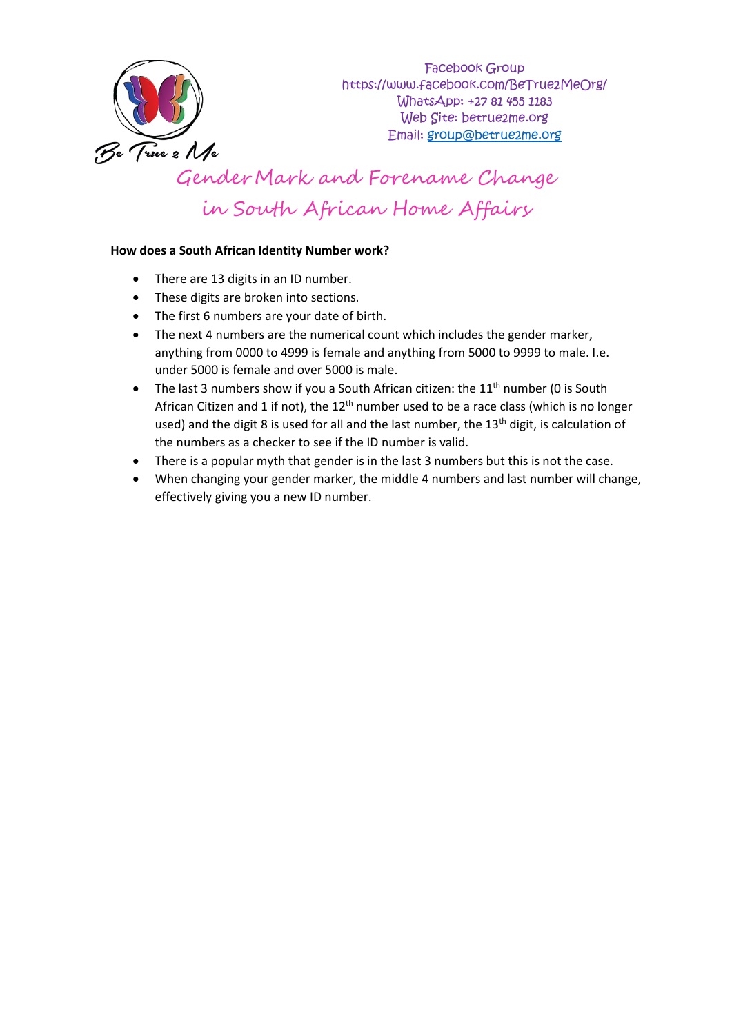Facebook Group
https://www.facebook.com/BeTrue2MeOrg/
WhatsApp: +27 81 455 1183
Web Site: betrue2me.org
Email: group@betrue2me.org

# Gender Mark and Forename Change in South African Home Affairs

**How does a South African Identity Number work?**

- There are 13 digits in an ID number.
- These digits are broken into sections.
- The first 6 numbers are your date of birth.
- The next 4 numbers are the numerical count which includes the gender marker, anything from 0000 to 4999 is female and anything from 5000 to 9999 to male. I.e. under 5000 is female and over 5000 is male.
- The last 3 numbers show if you a South African citizen: the 11th number (0 is South African Citizen and 1 if not), the 12th number used to be a race class (which is no longer used) and the digit 8 is used for all and the last number, the 13th digit, is calculation of the numbers as a checker to see if the ID number is valid.
- There is a popular myth that gender is in the last 3 numbers but this is not the case.
- When changing your gender marker, the middle 4 numbers and last number will change, effectively giving you a new ID number.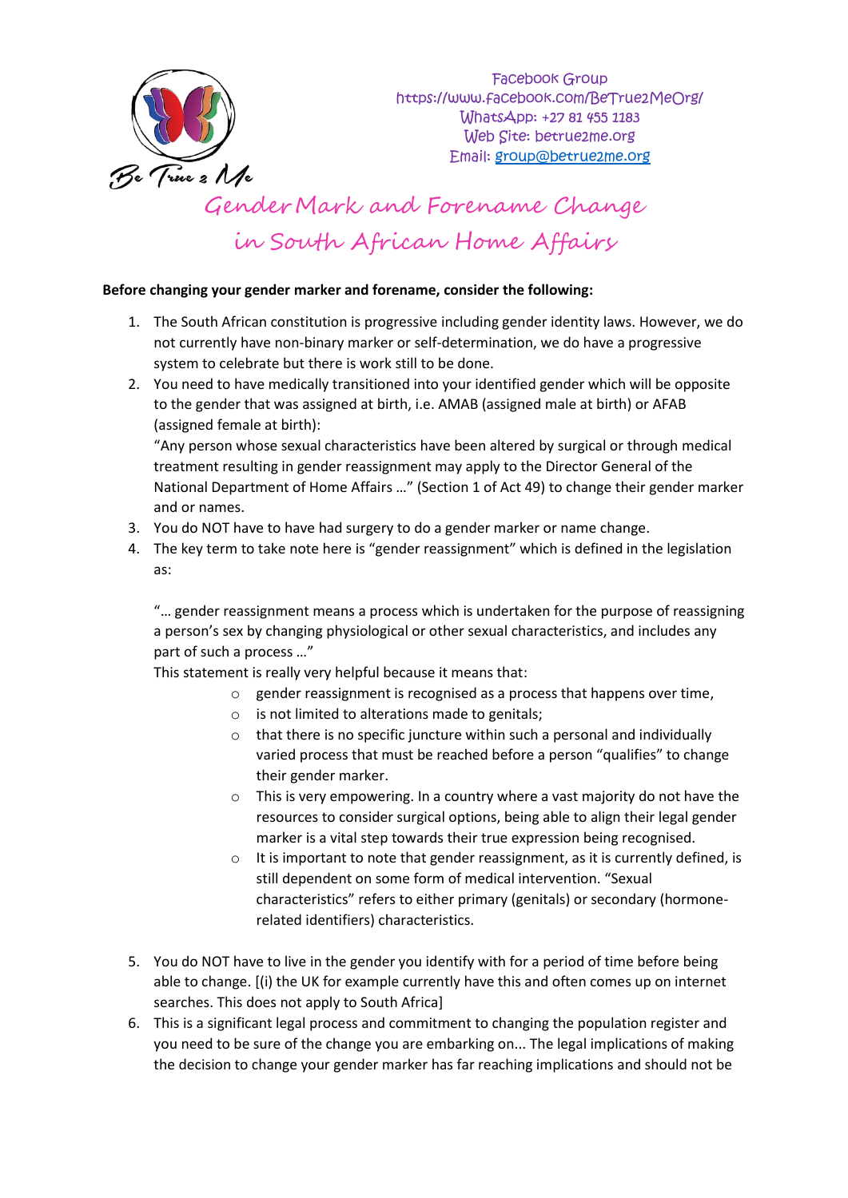Facebook Group
https://www.facebook.com/BeTrue2MeOrg/
WhatsApp: +27 81 455 1183
Web Site: betrue2me.org
Email: group@betrue2me.org

# Gender Mark and Forename Change in South African Home Affairs

**Before changing your gender marker and forename, consider the following:**

1. The South African constitution is progressive including gender identity laws. However, we do not currently have non-binary marker or self-determination, we do have a progressive system to celebrate but there is work still to be done.
2. You need to have medically transitioned into your identified gender which will be opposite to the gender that was assigned at birth, i.e. AMAB (assigned male at birth) or AFAB (assigned female at birth):
   "Any person whose sexual characteristics have been altered by surgical or through medical treatment resulting in gender reassignment may apply to the Director General of the National Department of Home Affairs …" (Section 1 of Act 49) to change their gender marker and or names.
3. You do NOT have to have had surgery to do a gender marker or name change.
4. The key term to take note here is "gender reassignment" which is defined in the legislation as:

   "… gender reassignment means a process which is undertaken for the purpose of reassigning a person's sex by changing physiological or other sexual characteristics, and includes any part of such a process …"
   This statement is really very helpful because it means that:
   - gender reassignment is recognised as a process that happens over time,
   - is not limited to alterations made to genitals;
   - that there is no specific juncture within such a personal and individually varied process that must be reached before a person "qualifies" to change their gender marker.
   - This is very empowering. In a country where a vast majority do not have the resources to consider surgical options, being able to align their legal gender marker is a vital step towards their true expression being recognised.
   - It is important to note that gender reassignment, as it is currently defined, is still dependent on some form of medical intervention. "Sexual characteristics" refers to either primary (genitals) or secondary (hormone-related identifiers) characteristics.

5. You do NOT have to live in the gender you identify with for a period of time before being able to change. [(i) the UK for example currently have this and often comes up on internet searches. This does not apply to South Africa]
6. This is a significant legal process and commitment to changing the population register and you need to be sure of the change you are embarking on... The legal implications of making the decision to change your gender marker has far reaching implications and should not be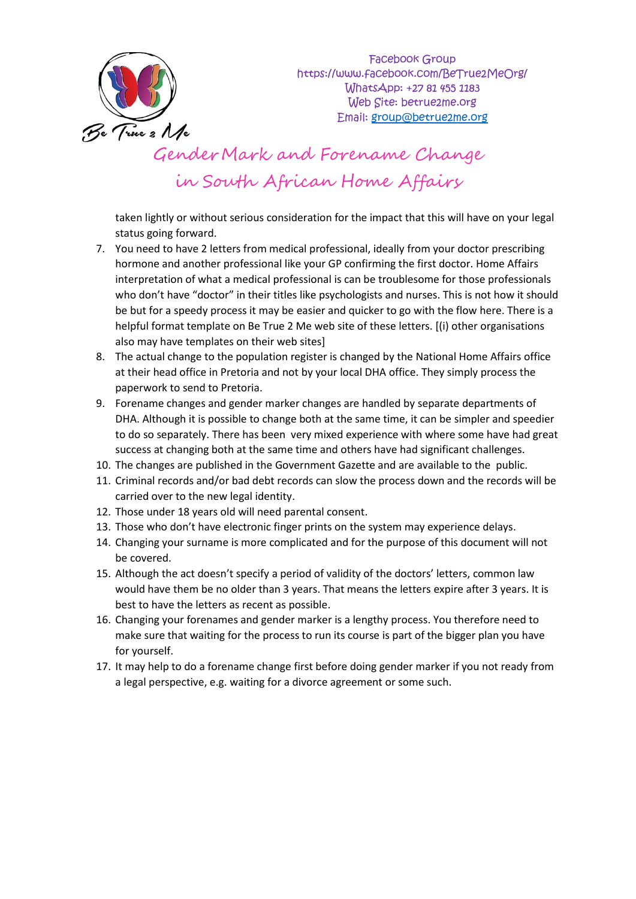taken lightly or without serious consideration for the impact that this will have on your legal status going forward.

7. You need to have 2 letters from medical professional, ideally from your doctor prescribing hormone and another professional like your GP confirming the first doctor. Home Affairs interpretation of what a medical professional is can be troublesome for those professionals who don't have "doctor" in their titles like psychologists and nurses. This is not how it should be but for a speedy process it may be easier and quicker to go with the flow here. There is a helpful format template on Be True 2 Me web site of these letters. [(i) other organisations also may have templates on their web sites]
8. The actual change to the population register is changed by the National Home Affairs office at their head office in Pretoria and not by your local DHA office. They simply process the paperwork to send to Pretoria.
9. Forename changes and gender marker changes are handled by separate departments of DHA. Although it is possible to change both at the same time, it can be simpler and speedier to do so separately. There has been very mixed experience with where some have had great success at changing both at the same time and others have had significant challenges.
10. The changes are published in the Government Gazette and are available to the public.
11. Criminal records and/or bad debt records can slow the process down and the records will be carried over to the new legal identity.
12. Those under 18 years old will need parental consent.
13. Those who don't have electronic finger prints on the system may experience delays.
14. Changing your surname is more complicated and for the purpose of this document will not be covered.
15. Although the act doesn't specify a period of validity of the doctors' letters, common law would have them be no older than 3 years. That means the letters expire after 3 years. It is best to have the letters as recent as possible.
16. Changing your forenames and gender marker is a lengthy process. You therefore need to make sure that waiting for the process to run its course is part of the bigger plan you have for yourself.
17. It may help to do a forename change first before doing gender marker if you not ready from a legal perspective, e.g. waiting for a divorce agreement or some such.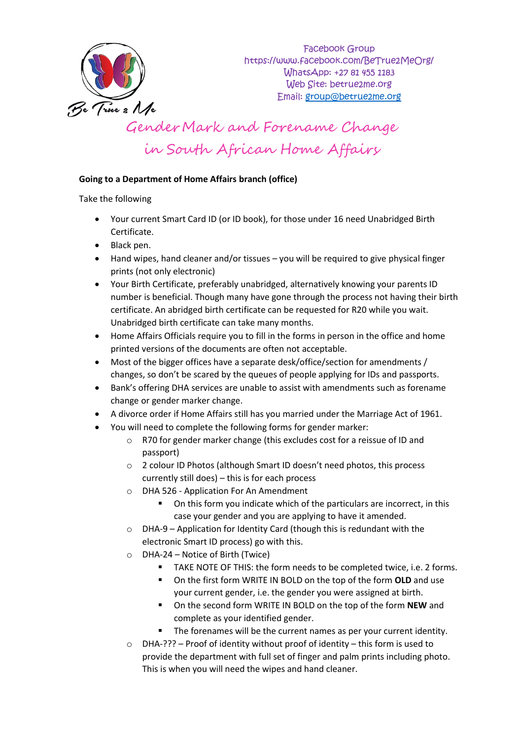Facebook Group
https://www.facebook.com/BeTrue2MeOrg/
WhatsApp: +27 81 455 1183
Web Site: betrue2me.org
Email: group@betrue2me.org

# Gender Mark and Forename Change in South African Home Affairs

**Going to a Department of Home Affairs branch (office)**

Take the following

- Your current Smart Card ID (or ID book), for those under 16 need Unabridged Birth Certificate.
- Black pen.
- Hand wipes, hand cleaner and/or tissues – you will be required to give physical finger prints (not only electronic)
- Your Birth Certificate, preferably unabridged, alternatively knowing your parents ID number is beneficial. Though many have gone through the process not having their birth certificate. An abridged birth certificate can be requested for R20 while you wait. Unabridged birth certificate can take many months.
- Home Affairs Officials require you to fill in the forms in person in the office and home printed versions of the documents are often not acceptable.
- Most of the bigger offices have a separate desk/office/section for amendments / changes, so don't be scared by the queues of people applying for IDs and passports.
- Bank's offering DHA services are unable to assist with amendments such as forename change or gender marker change.
- A divorce order if Home Affairs still has you married under the Marriage Act of 1961.
- You will need to complete the following forms for gender marker:
    - R70 for gender marker change (this excludes cost for a reissue of ID and passport)
    - 2 colour ID Photos (although Smart ID doesn't need photos, this process currently still does) – this is for each process
    - DHA 526 - Application For An Amendment
        - On this form you indicate which of the particulars are incorrect, in this case your gender and you are applying to have it amended.
    - DHA-9 – Application for Identity Card (though this is redundant with the electronic Smart ID process) go with this.
    - DHA-24 – Notice of Birth (Twice)
        - TAKE NOTE OF THIS: the form needs to be completed twice, i.e. 2 forms.
        - On the first form WRITE IN BOLD on the top of the form **OLD** and use your current gender, i.e. the gender you were assigned at birth.
        - On the second form WRITE IN BOLD on the top of the form **NEW** and complete as your identified gender.
        - The forenames will be the current names as per your current identity.
    - DHA-??? – Proof of identity without proof of identity – this form is used to provide the department with full set of finger and palm prints including photo. This is when you will need the wipes and hand cleaner.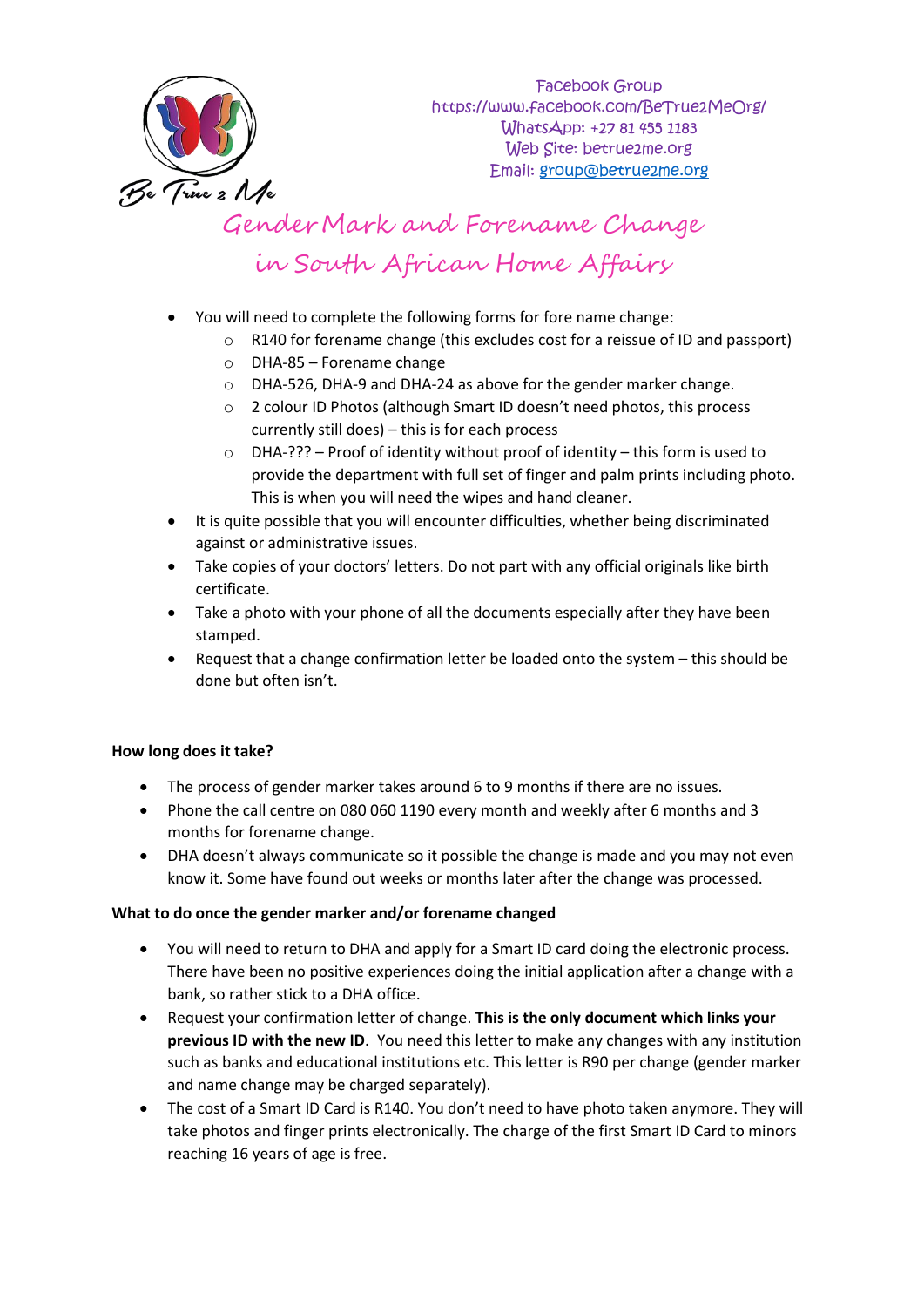Facebook Group
https://www.facebook.com/BeTrue2MeOrg/
WhatsApp: +27 81 455 1183
Web Site: betrue2me.org
Email: group@betrue2me.org

# Gender Mark and Forename Change in South African Home Affairs

- You will need to complete the following forms for fore name change:
    - R140 for forename change (this excludes cost for a reissue of ID and passport)
    - DHA-85 – Forename change
    - DHA-526, DHA-9 and DHA-24 as above for the gender marker change.
    - 2 colour ID Photos (although Smart ID doesn't need photos, this process currently still does) – this is for each process
    - DHA-??? – Proof of identity without proof of identity – this form is used to provide the department with full set of finger and palm prints including photo. This is when you will need the wipes and hand cleaner.
- It is quite possible that you will encounter difficulties, whether being discriminated against or administrative issues.
- Take copies of your doctors' letters. Do not part with any official originals like birth certificate.
- Take a photo with your phone of all the documents especially after they have been stamped.
- Request that a change confirmation letter be loaded onto the system – this should be done but often isn't.

**How long does it take?**

- The process of gender marker takes around 6 to 9 months if there are no issues.
- Phone the call centre on 080 060 1190 every month and weekly after 6 months and 3 months for forename change.
- DHA doesn't always communicate so it possible the change is made and you may not even know it. Some have found out weeks or months later after the change was processed.

**What to do once the gender marker and/or forename changed**

- You will need to return to DHA and apply for a Smart ID card doing the electronic process. There have been no positive experiences doing the initial application after a change with a bank, so rather stick to a DHA office.
- Request your confirmation letter of change. **This is the only document which links your previous ID with the new ID**. You need this letter to make any changes with any institution such as banks and educational institutions etc. This letter is R90 per change (gender marker and name change may be charged separately).
- The cost of a Smart ID Card is R140. You don't need to have photo taken anymore. They will take photos and finger prints electronically. The charge of the first Smart ID Card to minors reaching 16 years of age is free.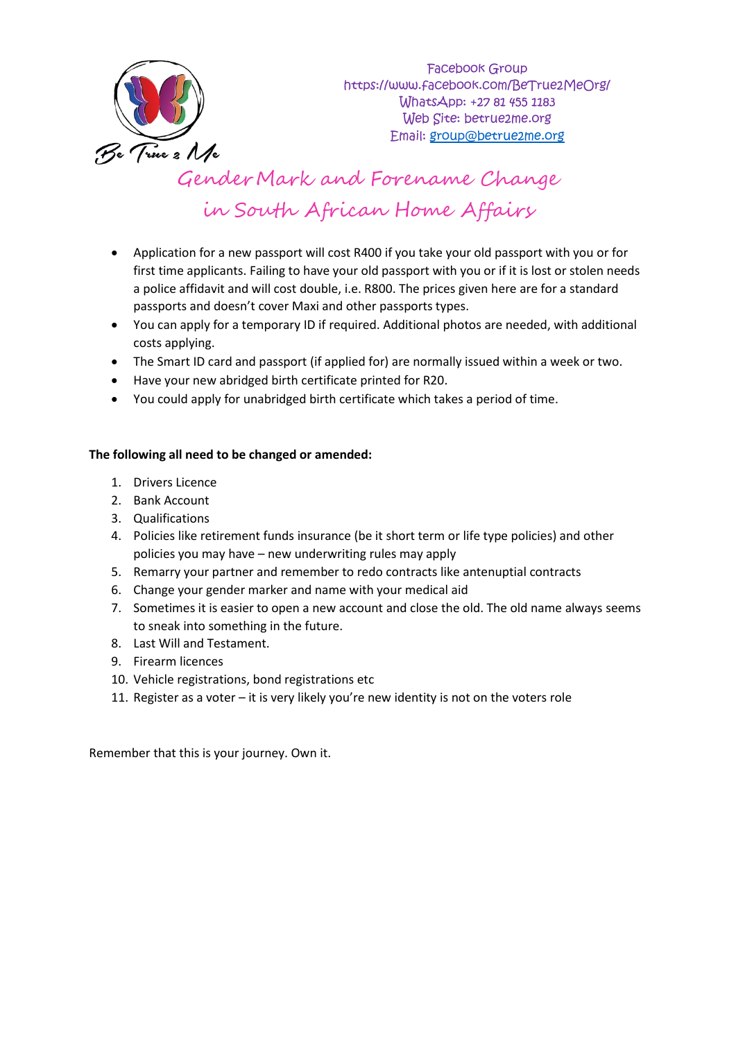Facebook Group
https://www.facebook.com/BeTrue2MeOrg/
WhatsApp: +27 81 455 1183
Web Site: betrue2me.org
Email: group@betrue2me.org

# Gender Mark and Forename Change in South African Home Affairs

- Application for a new passport will cost R400 if you take your old passport with you or for first time applicants. Failing to have your old passport with you or if it is lost or stolen needs a police affidavit and will cost double, i.e. R800. The prices given here are for a standard passports and doesn't cover Maxi and other passports types.
- You can apply for a temporary ID if required. Additional photos are needed, with additional costs applying.
- The Smart ID card and passport (if applied for) are normally issued within a week or two.
- Have your new abridged birth certificate printed for R20.
- You could apply for unabridged birth certificate which takes a period of time.

**The following all need to be changed or amended:**

1. Drivers Licence
2. Bank Account
3. Qualifications
4. Policies like retirement funds insurance (be it short term or life type policies) and other policies you may have – new underwriting rules may apply
5. Remarry your partner and remember to redo contracts like antenuptial contracts
6. Change your gender marker and name with your medical aid
7. Sometimes it is easier to open a new account and close the old. The old name always seems to sneak into something in the future.
8. Last Will and Testament.
9. Firearm licences
10. Vehicle registrations, bond registrations etc
11. Register as a voter – it is very likely you're new identity is not on the voters role

Remember that this is your journey. Own it.